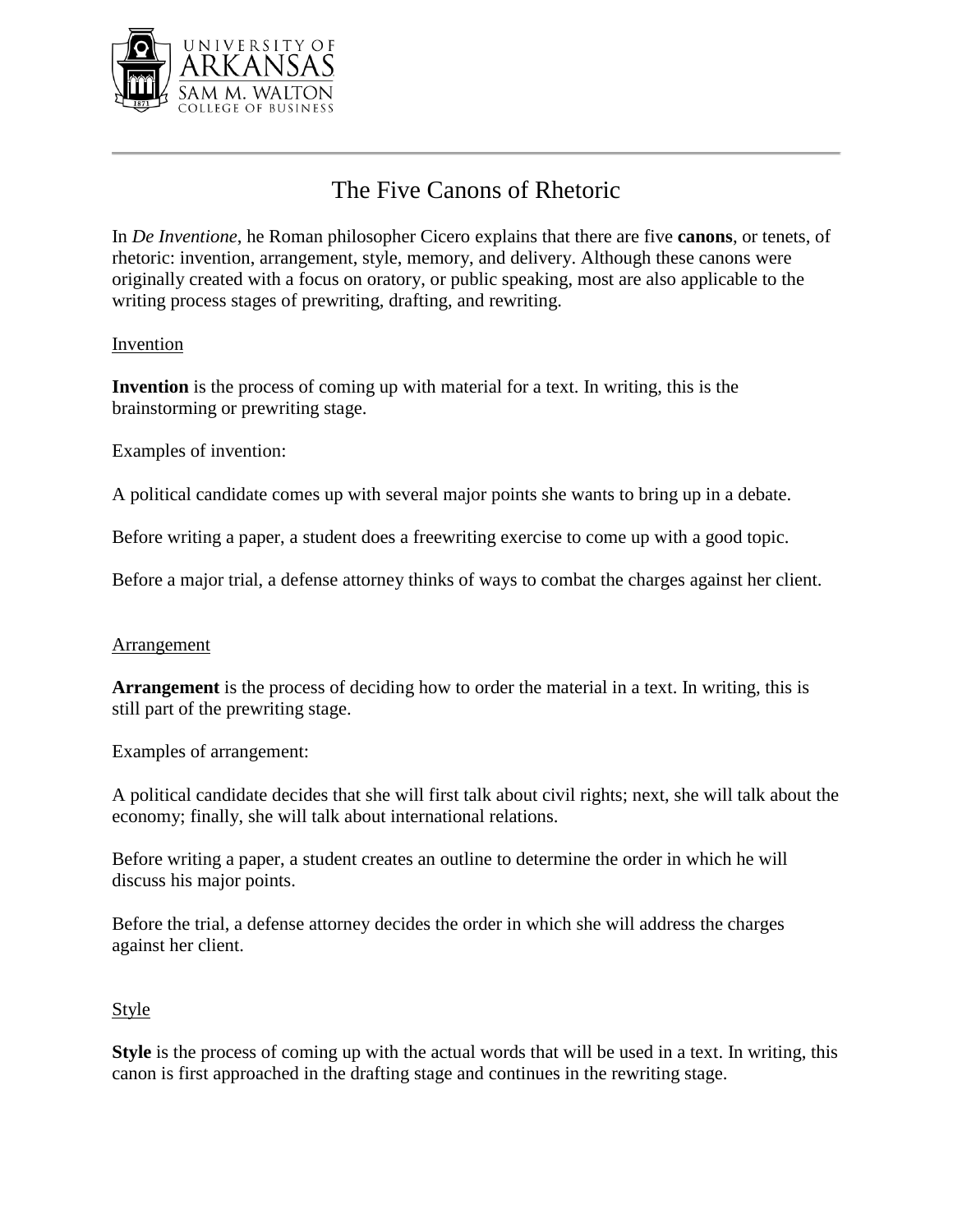# The Five Canons of Rhetoric

In *De Inventione*, he Roman philosopher Cicero explains that there are five **canons**, or tenets, of rhetoric: invention, arrangement, style, memory, and delivery. Although these canons were originally created with a focus on oratory, or public speaking, most are also applicable to the writing process stages of prewriting, drafting, and rewriting.

## Invention

**Invention** is the process of coming up with material for a text. In writing, this is the brainstorming or prewriting stage.

Examples of invention:

A political candidate comes up with several major points she wants to bring up in a debate.

Before writing a paper, a student does a freewriting exercise to come up with a good topic.

Before a major trial, a defense attorney thinks of ways to combat the charges against her client.

## Arrangement

**Arrangement** is the process of deciding how to order the material in a text. In writing, this is still part of the prewriting stage.

Examples of arrangement:

A political candidate decides that she will first talk about civil rights; next, she will talk about the economy; finally, she will talk about international relations.

Before writing a paper, a student creates an outline to determine the order in which he will discuss his major points.

Before the trial, a defense attorney decides the order in which she will address the charges against her client.

## Style

**Style** is the process of coming up with the actual words that will be used in a text. In writing, this canon is first approached in the drafting stage and continues in the rewriting stage.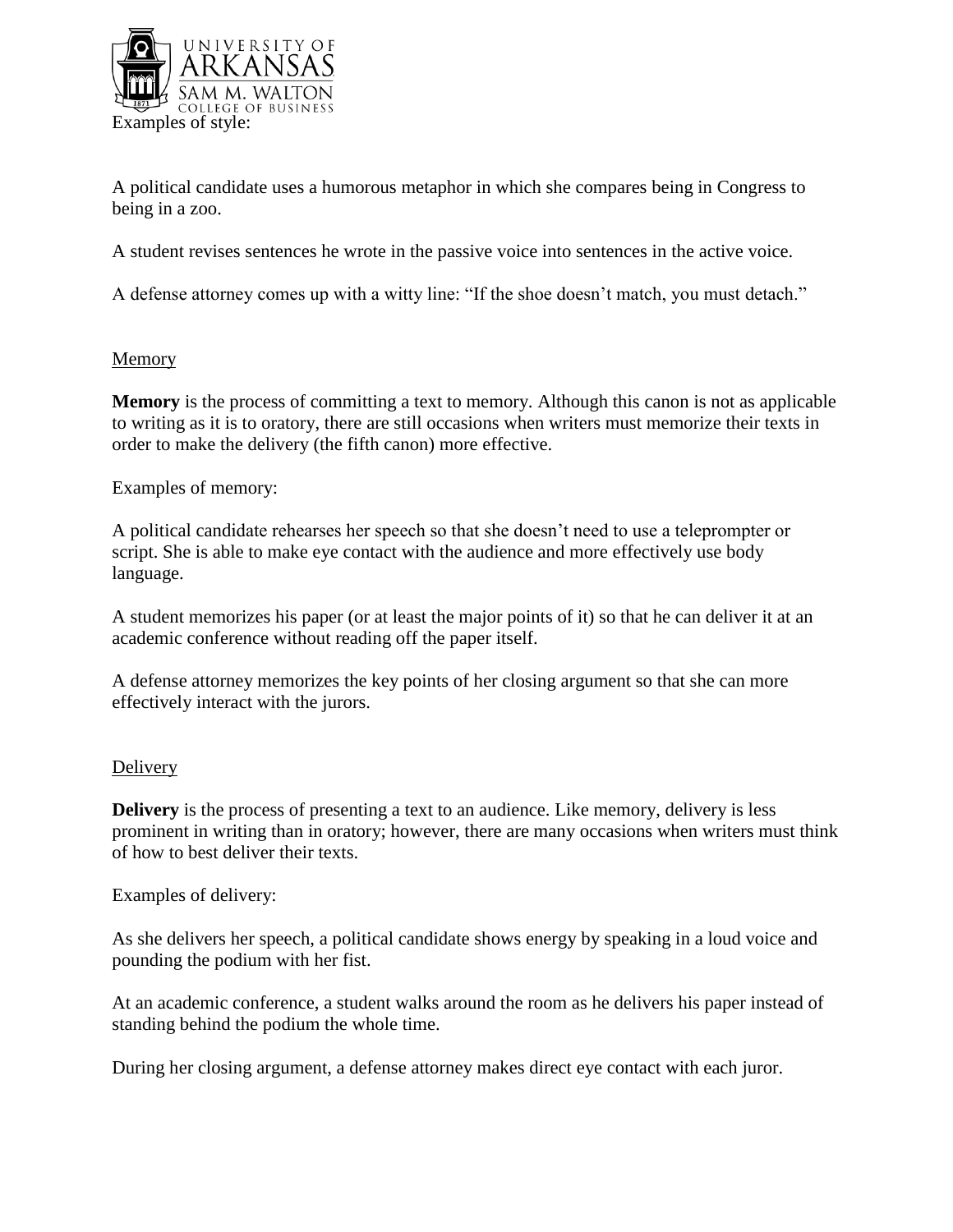Examples of style:

A political candidate uses a humorous metaphor in which she compares being in Congress to being in a zoo.

A student revises sentences he wrote in the passive voice into sentences in the active voice.

A defense attorney comes up with a witty line: "If the shoe doesn't match, you must detach."

## Memory

**Memory** is the process of committing a text to memory. Although this canon is not as applicable to writing as it is to oratory, there are still occasions when writers must memorize their texts in order to make the delivery (the fifth canon) more effective.

Examples of memory:

A political candidate rehearses her speech so that she doesn't need to use a teleprompter or script. She is able to make eye contact with the audience and more effectively use body language.

A student memorizes his paper (or at least the major points of it) so that he can deliver it at an academic conference without reading off the paper itself.

A defense attorney memorizes the key points of her closing argument so that she can more effectively interact with the jurors.

## Delivery

**Delivery** is the process of presenting a text to an audience. Like memory, delivery is less prominent in writing than in oratory; however, there are many occasions when writers must think of how to best deliver their texts.

Examples of delivery:

As she delivers her speech, a political candidate shows energy by speaking in a loud voice and pounding the podium with her fist.

At an academic conference, a student walks around the room as he delivers his paper instead of standing behind the podium the whole time.

During her closing argument, a defense attorney makes direct eye contact with each juror.